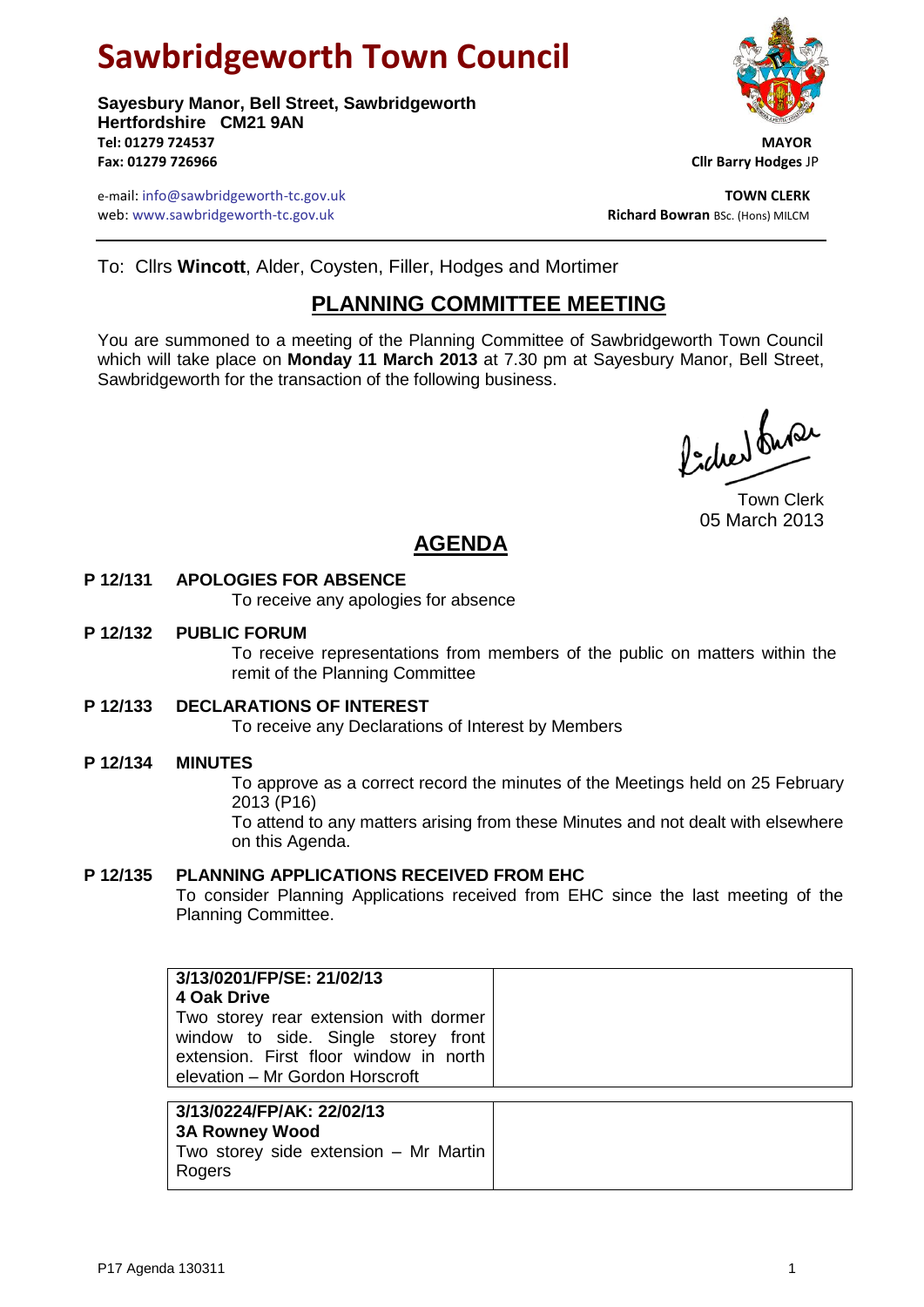# Sawbridgeworth Town Council

**Sayesbury Manor, Bell Street, Sawbridgeworth**
**Hertfordshire CM21 9AN**
**Tel: 01279 724537**
**Fax: 01279 726966**

**MAYOR**
**Cllr Barry Hodges** JP

e-mail: info@sawbridgeworth-tc.gov.uk
web: www.sawbridgeworth-tc.gov.uk

**TOWN CLERK**
**Richard Bowran** BSc. (Hons) MILCM

To: Cllrs **Wincott**, Alder, Coysten, Filler, Hodges and Mortimer

## PLANNING COMMITTEE MEETING

You are summoned to a meeting of the Planning Committee of Sawbridgeworth Town Council which will take place on **Monday 11 March 2013** at 7.30 pm at Sayesbury Manor, Bell Street, Sawbridgeworth for the transaction of the following business.

Town Clerk
05 March 2013

## AGENDA

**P 12/131 APOLOGIES FOR ABSENCE**
To receive any apologies for absence

**P 12/132 PUBLIC FORUM**
To receive representations from members of the public on matters within the remit of the Planning Committee

**P 12/133 DECLARATIONS OF INTEREST**
To receive any Declarations of Interest by Members

**P 12/134 MINUTES**
To approve as a correct record the minutes of the Meetings held on 25 February 2013 (P16)
To attend to any matters arising from these Minutes and not dealt with elsewhere on this Agenda.

**P 12/135 PLANNING APPLICATIONS RECEIVED FROM EHC**
To consider Planning Applications received from EHC since the last meeting of the Planning Committee.

| | |
|---|---|
| **3/13/0201/FP/SE: 21/02/13**<br>**4 Oak Drive**<br>Two storey rear extension with dormer window to side. Single storey front extension. First floor window in north elevation – Mr Gordon Horscroft | |

| | |
|---|---|
| **3/13/0224/FP/AK: 22/02/13**<br>**3A Rowney Wood**<br>Two storey side extension – Mr Martin Rogers | |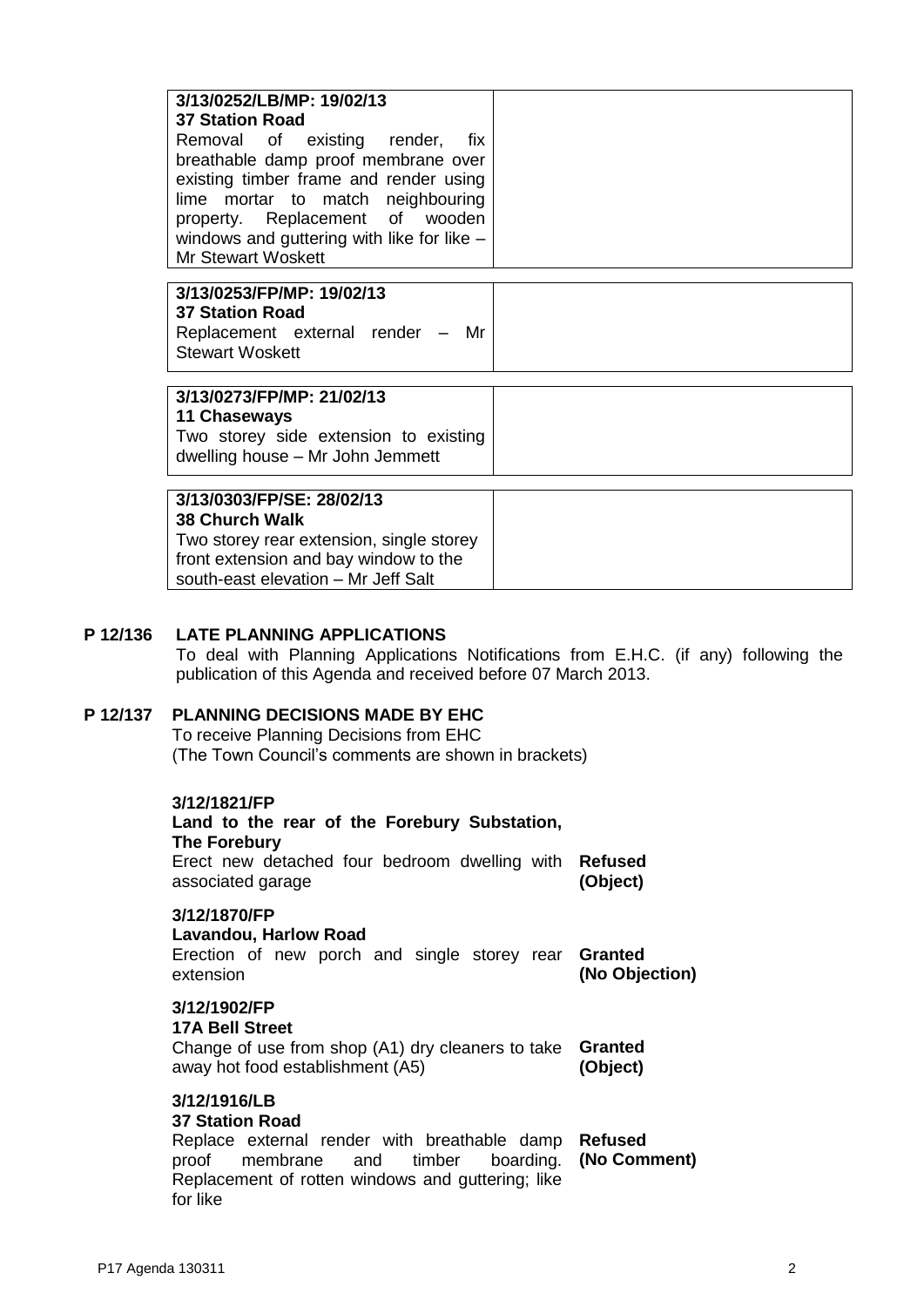| | |
|---|---|
| **3/13/0252/LB/MP: 19/02/13**<br>**37 Station Road**<br>Removal of existing render, fix breathable damp proof membrane over existing timber frame and render using lime mortar to match neighbouring property. Replacement of wooden windows and guttering with like for like – Mr Stewart Woskett | |

| | |
|---|---|
| **3/13/0253/FP/MP: 19/02/13**<br>**37 Station Road**<br>Replacement external render – Mr Stewart Woskett | |

| | |
|---|---|
| **3/13/0273/FP/MP: 21/02/13**<br>**11 Chaseways**<br>Two storey side extension to existing dwelling house – Mr John Jemmett | |

| | |
|---|---|
| **3/13/0303/FP/SE: 28/02/13**<br>**38 Church Walk**<br>Two storey rear extension, single storey front extension and bay window to the south-east elevation – Mr Jeff Salt | |

## P 12/136 LATE PLANNING APPLICATIONS

To deal with Planning Applications Notifications from E.H.C. (if any) following the publication of this Agenda and received before 07 March 2013.

## P 12/137 PLANNING DECISIONS MADE BY EHC

To receive Planning Decisions from EHC
(The Town Council's comments are shown in brackets)

**3/12/1821/FP**
**Land to the rear of the Forebury Substation, The Forebury**
Erect new detached four bedroom dwelling with associated garage — **Refused (Object)**

**3/12/1870/FP**
**Lavandou, Harlow Road**
Erection of new porch and single storey rear extension — **Granted (No Objection)**

**3/12/1902/FP**
**17A Bell Street**
Change of use from shop (A1) dry cleaners to take away hot food establishment (A5) — **Granted (Object)**

**3/12/1916/LB**
**37 Station Road**
Replace external render with breathable damp proof membrane and timber boarding. Replacement of rotten windows and guttering; like for like — **Refused (No Comment)**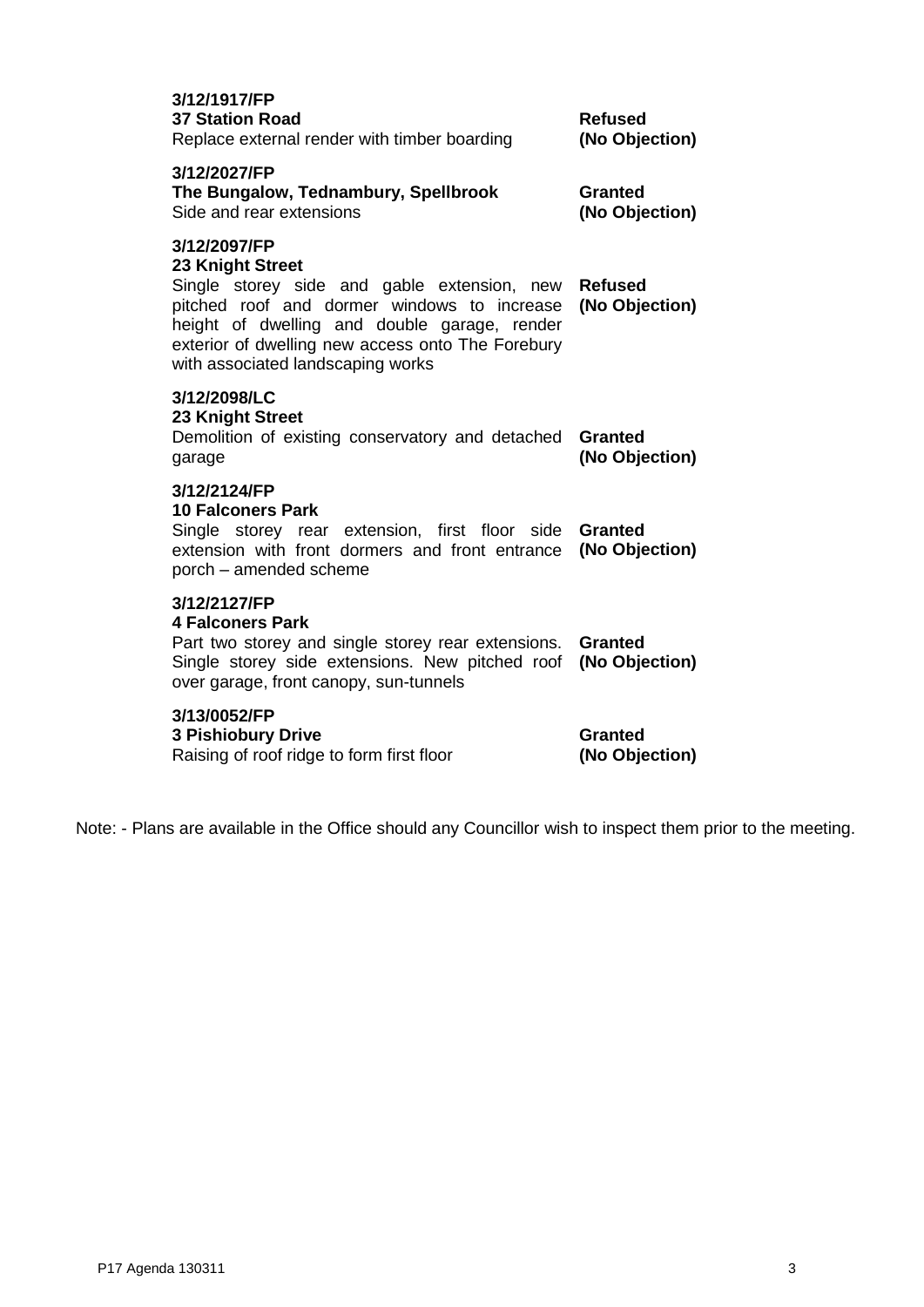| | |
|---|---|
| **3/12/1917/FP**<br>**37 Station Road**<br>Replace external render with timber boarding | **Refused**<br>**(No Objection)** |
| **3/12/2027/FP**<br>**The Bungalow, Tednambury, Spellbrook**<br>Side and rear extensions | **Granted**<br>**(No Objection)** |
| **3/12/2097/FP**<br>**23 Knight Street**<br>Single storey side and gable extension, new pitched roof and dormer windows to increase height of dwelling and double garage, render exterior of dwelling new access onto The Forebury with associated landscaping works | **Refused**<br>**(No Objection)** |
| **3/12/2098/LC**<br>**23 Knight Street**<br>Demolition of existing conservatory and detached garage | **Granted**<br>**(No Objection)** |
| **3/12/2124/FP**<br>**10 Falconers Park**<br>Single storey rear extension, first floor side extension with front dormers and front entrance porch – amended scheme | **Granted**<br>**(No Objection)** |
| **3/12/2127/FP**<br>**4 Falconers Park**<br>Part two storey and single storey rear extensions. Single storey side extensions. New pitched roof over garage, front canopy, sun-tunnels | **Granted**<br>**(No Objection)** |
| **3/13/0052/FP**<br>**3 Pishiobury Drive**<br>Raising of roof ridge to form first floor | **Granted**<br>**(No Objection)** |

Note: - Plans are available in the Office should any Councillor wish to inspect them prior to the meeting.